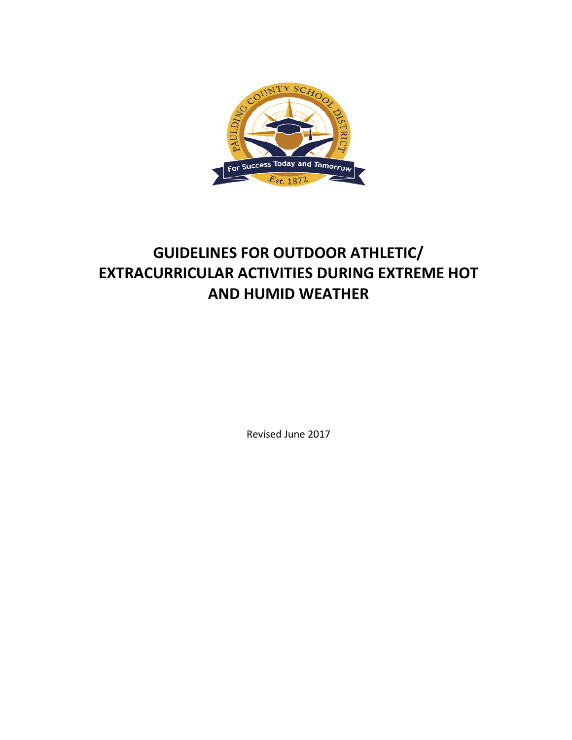# GUIDELINES FOR OUTDOOR ATHLETIC/ EXTRACURRICULAR ACTIVITIES DURING EXTREME HOT AND HUMID WEATHER

Revised June 2017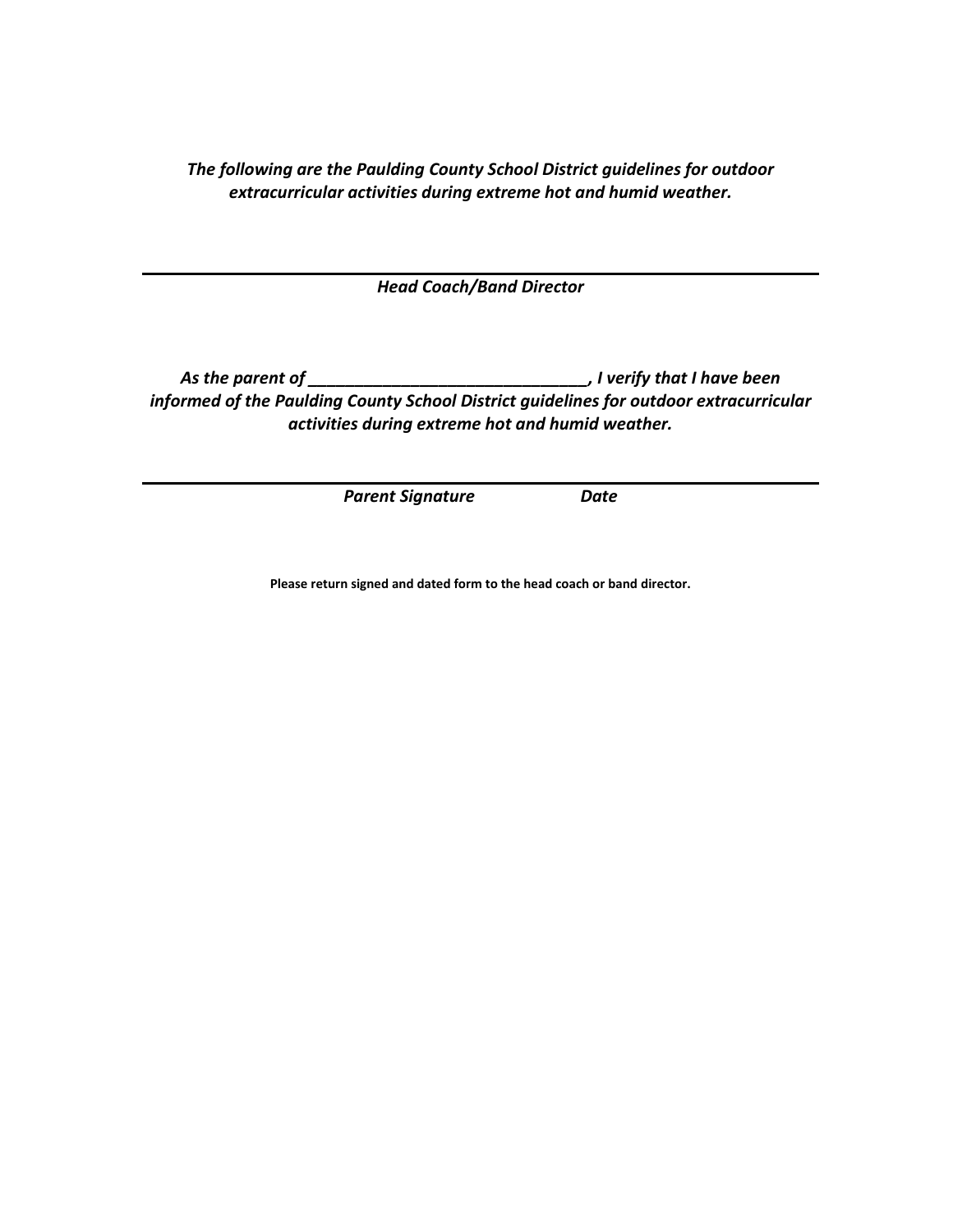***The following are the Paulding County School District guidelines for outdoor extracurricular activities during extreme hot and humid weather.***

---

***Head Coach/Band Director***

***As the parent of ______________________________, I verify that I have been informed of the Paulding County School District guidelines for outdoor extracurricular activities during extreme hot and humid weather.***

---

***Parent Signature Date***

**Please return signed and dated form to the head coach or band director.**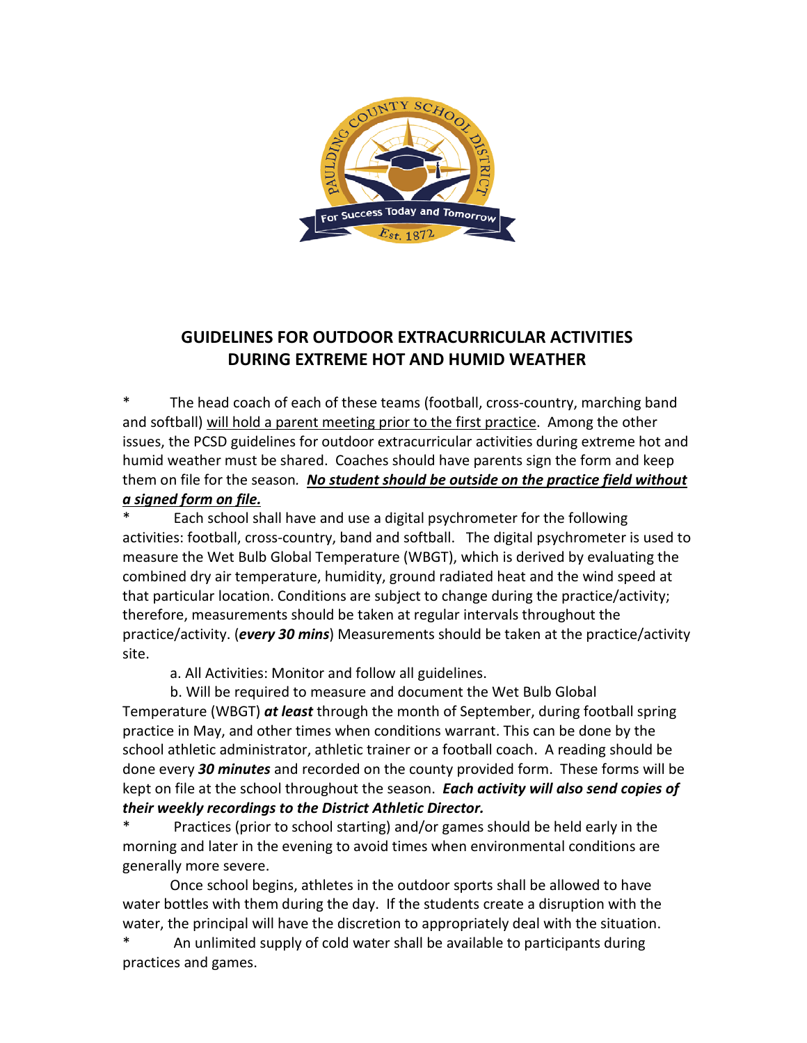## GUIDELINES FOR OUTDOOR EXTRACURRICULAR ACTIVITIES DURING EXTREME HOT AND HUMID WEATHER

\* The head coach of each of these teams (football, cross-country, marching band and softball) will hold a parent meeting prior to the first practice. Among the other issues, the PCSD guidelines for outdoor extracurricular activities during extreme hot and humid weather must be shared. Coaches should have parents sign the form and keep them on file for the season. ***No student should be outside on the practice field without a signed form on file.***

\* Each school shall have and use a digital psychrometer for the following activities: football, cross-country, band and softball. The digital psychrometer is used to measure the Wet Bulb Global Temperature (WBGT), which is derived by evaluating the combined dry air temperature, humidity, ground radiated heat and the wind speed at that particular location. Conditions are subject to change during the practice/activity; therefore, measurements should be taken at regular intervals throughout the practice/activity. (***every 30 mins***) Measurements should be taken at the practice/activity site.

a. All Activities: Monitor and follow all guidelines.

b. Will be required to measure and document the Wet Bulb Global Temperature (WBGT) ***at least*** through the month of September, during football spring practice in May, and other times when conditions warrant. This can be done by the school athletic administrator, athletic trainer or a football coach. A reading should be done every ***30 minutes*** and recorded on the county provided form. These forms will be kept on file at the school throughout the season. ***Each activity will also send copies of their weekly recordings to the District Athletic Director.***

\* Practices (prior to school starting) and/or games should be held early in the morning and later in the evening to avoid times when environmental conditions are generally more severe.

Once school begins, athletes in the outdoor sports shall be allowed to have water bottles with them during the day. If the students create a disruption with the water, the principal will have the discretion to appropriately deal with the situation.

\* An unlimited supply of cold water shall be available to participants during practices and games.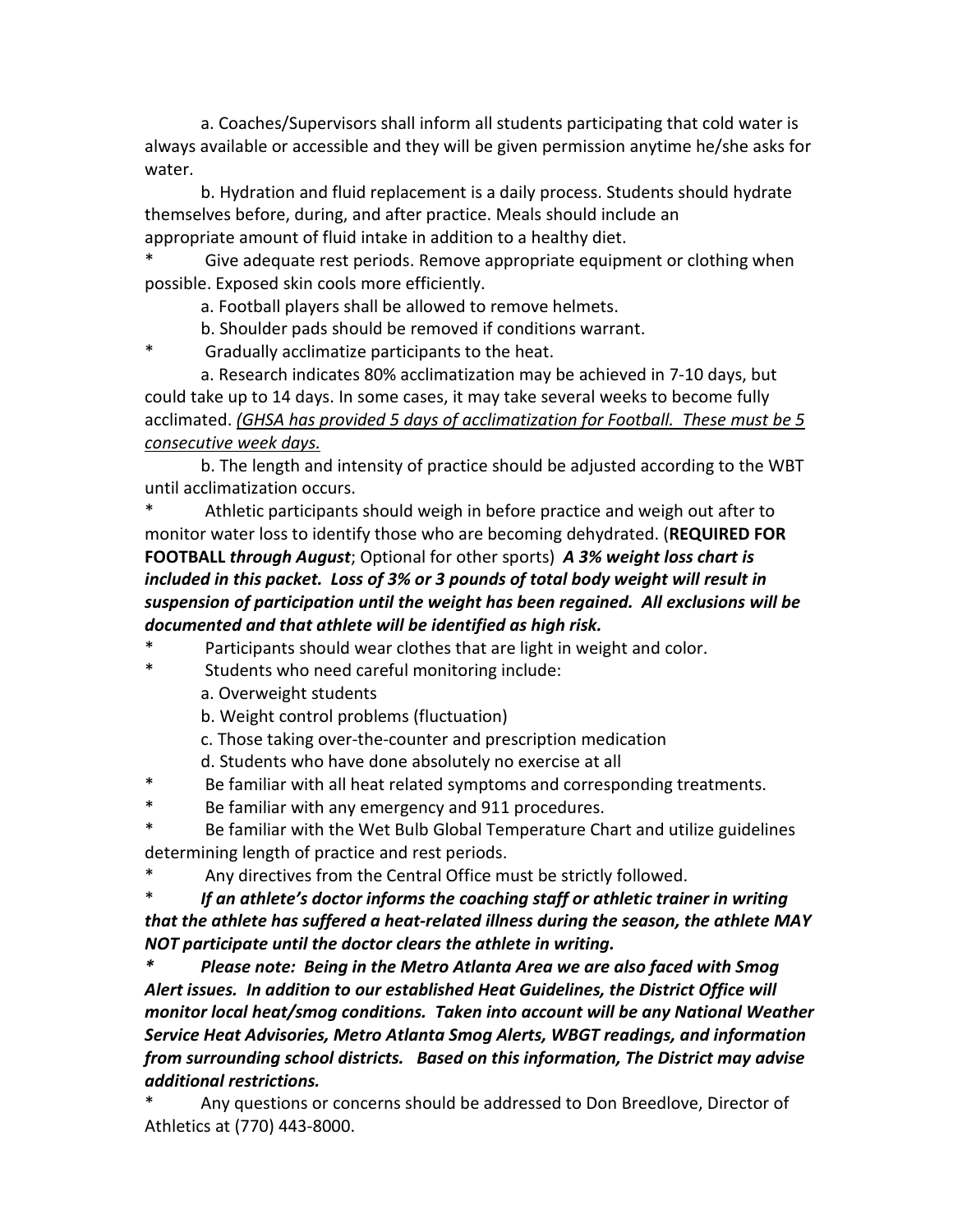a. Coaches/Supervisors shall inform all students participating that cold water is always available or accessible and they will be given permission anytime he/she asks for water.

b. Hydration and fluid replacement is a daily process. Students should hydrate themselves before, during, and after practice. Meals should include an appropriate amount of fluid intake in addition to a healthy diet.

* Give adequate rest periods. Remove appropriate equipment or clothing when possible. Exposed skin cools more efficiently.

  a. Football players shall be allowed to remove helmets.

  b. Shoulder pads should be removed if conditions warrant.

* Gradually acclimatize participants to the heat.

  a. Research indicates 80% acclimatization may be achieved in 7-10 days, but could take up to 14 days. In some cases, it may take several weeks to become fully acclimated. *(GHSA has provided 5 days of acclimatization for Football. These must be 5 consecutive week days.*

  b. The length and intensity of practice should be adjusted according to the WBT until acclimatization occurs.

* Athletic participants should weigh in before practice and weigh out after to monitor water loss to identify those who are becoming dehydrated. (**REQUIRED FOR FOOTBALL *through August***; Optional for other sports) ***A 3% weight loss chart is included in this packet. Loss of 3% or 3 pounds of total body weight will result in suspension of participation until the weight has been regained. All exclusions will be documented and that athlete will be identified as high risk.***

* Participants should wear clothes that are light in weight and color.

* Students who need careful monitoring include:

  a. Overweight students

  b. Weight control problems (fluctuation)

  c. Those taking over-the-counter and prescription medication

  d. Students who have done absolutely no exercise at all

* Be familiar with all heat related symptoms and corresponding treatments.

* Be familiar with any emergency and 911 procedures.

* Be familiar with the Wet Bulb Global Temperature Chart and utilize guidelines determining length of practice and rest periods.

* Any directives from the Central Office must be strictly followed.

* ***If an athlete's doctor informs the coaching staff or athletic trainer in writing that the athlete has suffered a heat-related illness during the season, the athlete MAY NOT participate until the doctor clears the athlete in writing.***

* ***Please note: Being in the Metro Atlanta Area we are also faced with Smog Alert issues. In addition to our established Heat Guidelines, the District Office will monitor local heat/smog conditions. Taken into account will be any National Weather Service Heat Advisories, Metro Atlanta Smog Alerts, WBGT readings, and information from surrounding school districts. Based on this information, The District may advise additional restrictions.***

* Any questions or concerns should be addressed to Don Breedlove, Director of Athletics at (770) 443-8000.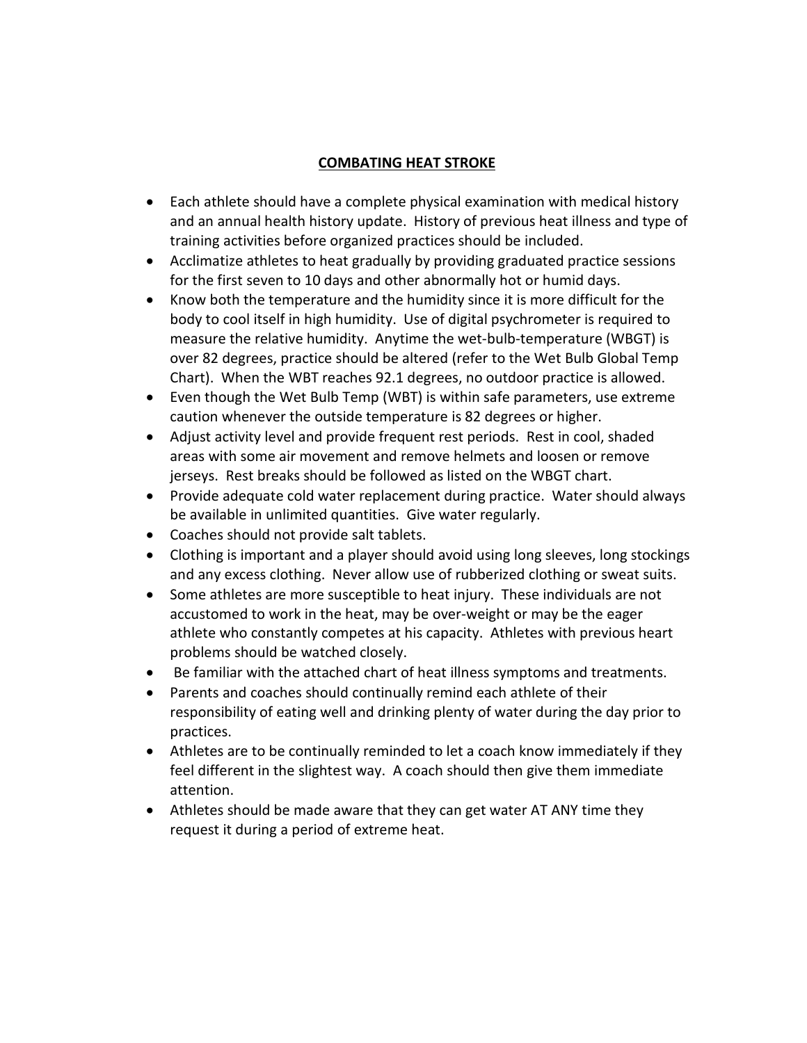## COMBATING HEAT STROKE

- Each athlete should have a complete physical examination with medical history and an annual health history update. History of previous heat illness and type of training activities before organized practices should be included.
- Acclimatize athletes to heat gradually by providing graduated practice sessions for the first seven to 10 days and other abnormally hot or humid days.
- Know both the temperature and the humidity since it is more difficult for the body to cool itself in high humidity. Use of digital psychrometer is required to measure the relative humidity. Anytime the wet-bulb-temperature (WBGT) is over 82 degrees, practice should be altered (refer to the Wet Bulb Global Temp Chart). When the WBT reaches 92.1 degrees, no outdoor practice is allowed.
- Even though the Wet Bulb Temp (WBT) is within safe parameters, use extreme caution whenever the outside temperature is 82 degrees or higher.
- Adjust activity level and provide frequent rest periods. Rest in cool, shaded areas with some air movement and remove helmets and loosen or remove jerseys. Rest breaks should be followed as listed on the WBGT chart.
- Provide adequate cold water replacement during practice. Water should always be available in unlimited quantities. Give water regularly.
- Coaches should not provide salt tablets.
- Clothing is important and a player should avoid using long sleeves, long stockings and any excess clothing. Never allow use of rubberized clothing or sweat suits.
- Some athletes are more susceptible to heat injury. These individuals are not accustomed to work in the heat, may be over-weight or may be the eager athlete who constantly competes at his capacity. Athletes with previous heart problems should be watched closely.
- Be familiar with the attached chart of heat illness symptoms and treatments.
- Parents and coaches should continually remind each athlete of their responsibility of eating well and drinking plenty of water during the day prior to practices.
- Athletes are to be continually reminded to let a coach know immediately if they feel different in the slightest way. A coach should then give them immediate attention.
- Athletes should be made aware that they can get water AT ANY time they request it during a period of extreme heat.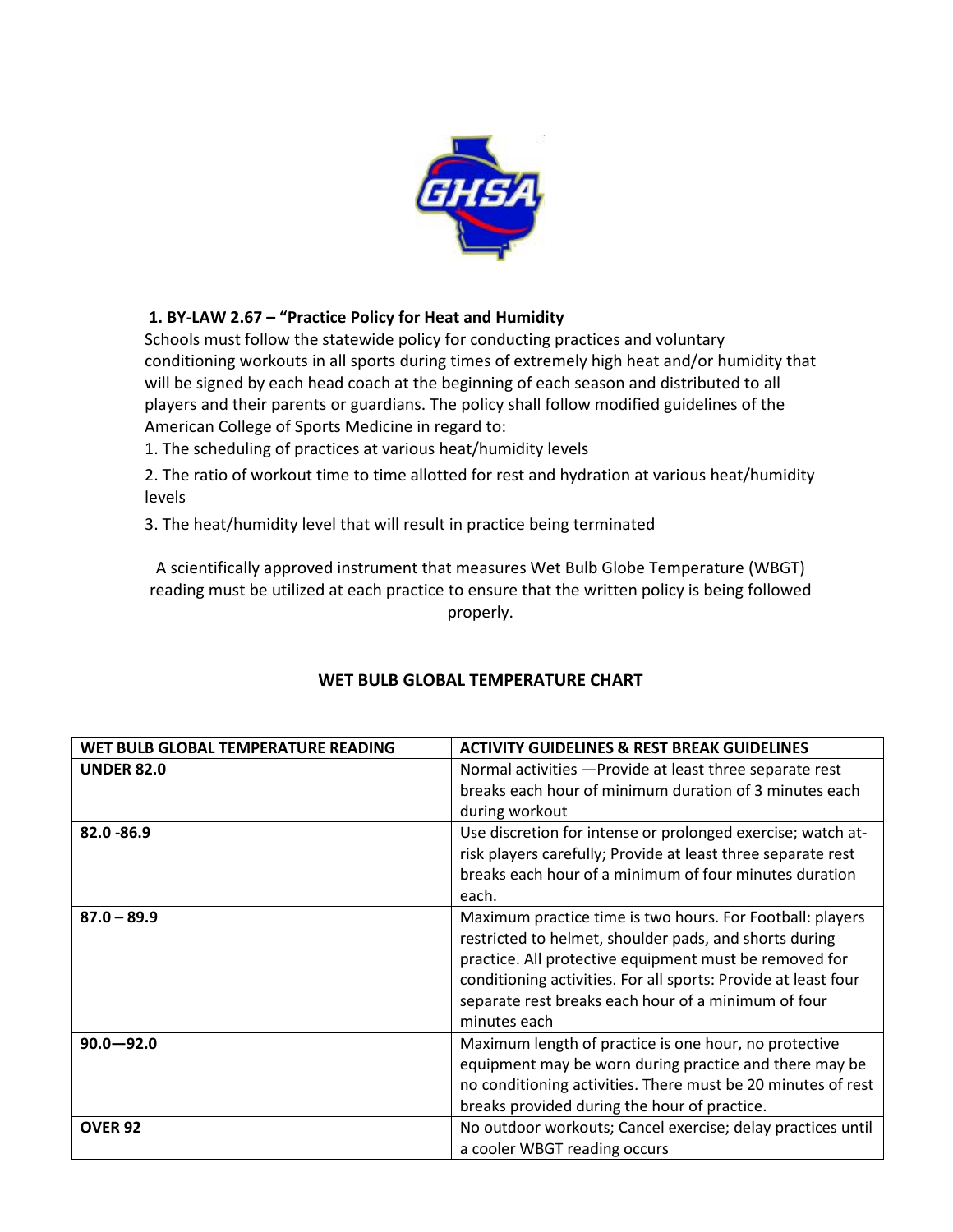**1. BY-LAW 2.67 – "Practice Policy for Heat and Humidity**

Schools must follow the statewide policy for conducting practices and voluntary conditioning workouts in all sports during times of extremely high heat and/or humidity that will be signed by each head coach at the beginning of each season and distributed to all players and their parents or guardians. The policy shall follow modified guidelines of the American College of Sports Medicine in regard to:

1. The scheduling of practices at various heat/humidity levels
2. The ratio of workout time to time allotted for rest and hydration at various heat/humidity levels
3. The heat/humidity level that will result in practice being terminated

A scientifically approved instrument that measures Wet Bulb Globe Temperature (WBGT) reading must be utilized at each practice to ensure that the written policy is being followed properly.

## WET BULB GLOBAL TEMPERATURE CHART

| WET BULB GLOBAL TEMPERATURE READING | ACTIVITY GUIDELINES & REST BREAK GUIDELINES |
|---|---|
| **UNDER 82.0** | Normal activities —Provide at least three separate rest breaks each hour of minimum duration of 3 minutes each during workout |
| **82.0 -86.9** | Use discretion for intense or prolonged exercise; watch at-risk players carefully; Provide at least three separate rest breaks each hour of a minimum of four minutes duration each. |
| **87.0 – 89.9** | Maximum practice time is two hours. For Football: players restricted to helmet, shoulder pads, and shorts during practice. All protective equipment must be removed for conditioning activities. For all sports: Provide at least four separate rest breaks each hour of a minimum of four minutes each |
| **90.0—92.0** | Maximum length of practice is one hour, no protective equipment may be worn during practice and there may be no conditioning activities. There must be 20 minutes of rest breaks provided during the hour of practice. |
| **OVER 92** | No outdoor workouts; Cancel exercise; delay practices until a cooler WBGT reading occurs |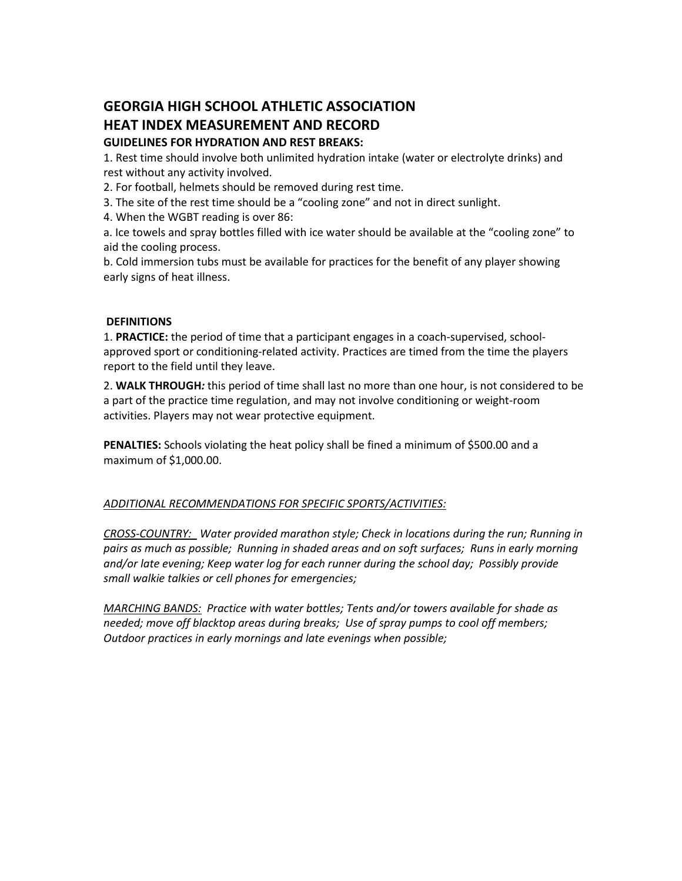# GEORGIA HIGH SCHOOL ATHLETIC ASSOCIATION
# HEAT INDEX MEASUREMENT AND RECORD

**GUIDELINES FOR HYDRATION AND REST BREAKS:**

1. Rest time should involve both unlimited hydration intake (water or electrolyte drinks) and rest without any activity involved.
2. For football, helmets should be removed during rest time.
3. The site of the rest time should be a “cooling zone” and not in direct sunlight.
4. When the WGBT reading is over 86:

a. Ice towels and spray bottles filled with ice water should be available at the “cooling zone” to aid the cooling process.

b. Cold immersion tubs must be available for practices for the benefit of any player showing early signs of heat illness.

**DEFINITIONS**

1. **PRACTICE:** the period of time that a participant engages in a coach-supervised, school-approved sport or conditioning-related activity. Practices are timed from the time the players report to the field until they leave.

2. **WALK THROUGH*:*** this period of time shall last no more than one hour, is not considered to be a part of the practice time regulation, and may not involve conditioning or weight-room activities. Players may not wear protective equipment.

**PENALTIES:** Schools violating the heat policy shall be fined a minimum of $500.00 and a maximum of $1,000.00.

*ADDITIONAL RECOMMENDATIONS FOR SPECIFIC SPORTS/ACTIVITIES:*

*CROSS-COUNTRY:* *Water provided marathon style; Check in locations during the run; Running in pairs as much as possible; Running in shaded areas and on soft surfaces; Runs in early morning and/or late evening; Keep water log for each runner during the school day; Possibly provide small walkie talkies or cell phones for emergencies;*

*MARCHING BANDS:* *Practice with water bottles; Tents and/or towers available for shade as needed; move off blacktop areas during breaks; Use of spray pumps to cool off members; Outdoor practices in early mornings and late evenings when possible;*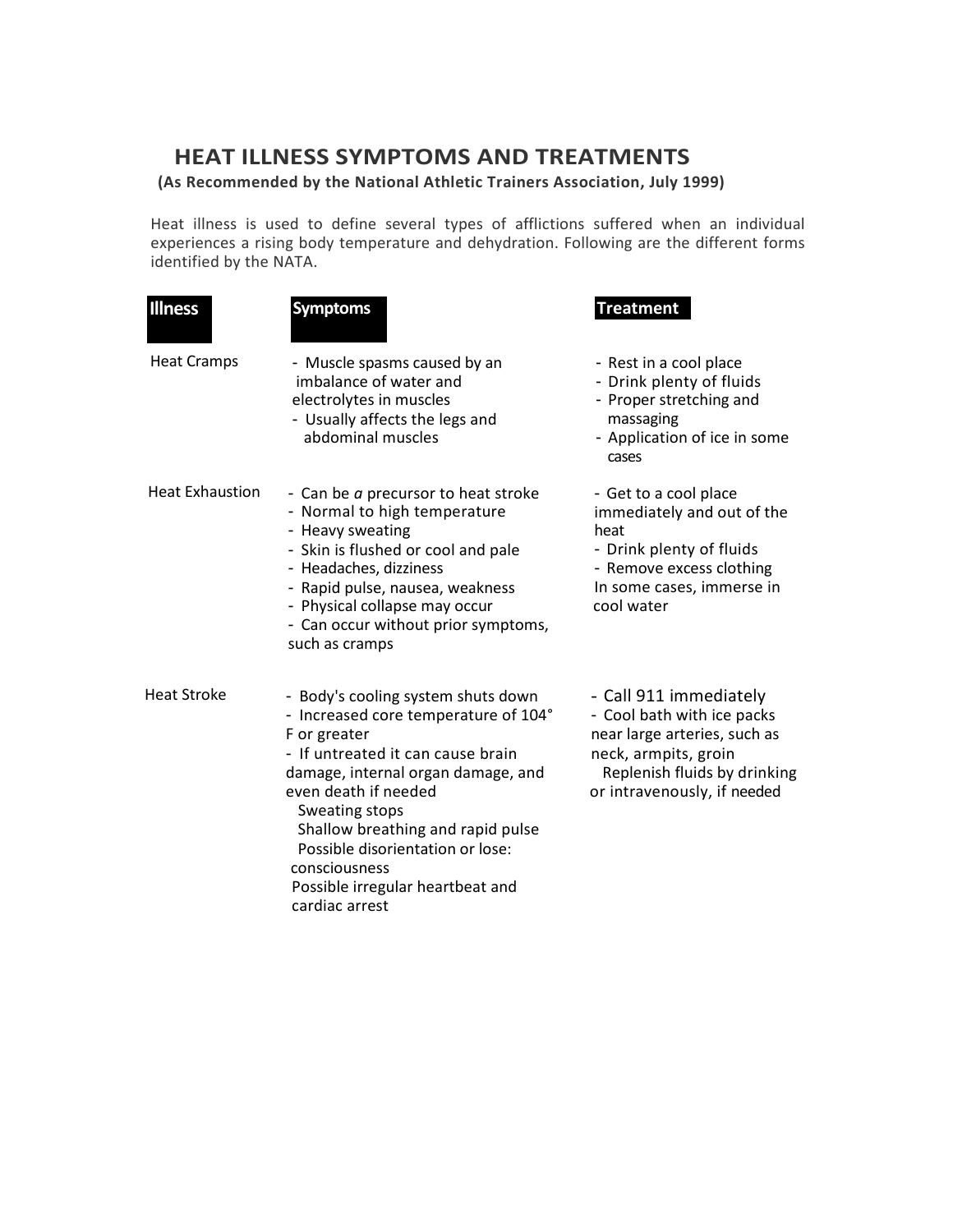# HEAT ILLNESS SYMPTOMS AND TREATMENTS

**(As Recommended by the National Athletic Trainers Association, July 1999)**

Heat illness is used to define several types of afflictions suffered when an individual experiences a rising body temperature and dehydration. Following are the different forms identified by the NATA.

| Illness | Symptoms | Treatment |
|---|---|---|
| Heat Cramps | - Muscle spasms caused by an imbalance of water and electrolytes in muscles<br>- Usually affects the legs and abdominal muscles | - Rest in a cool place<br>- Drink plenty of fluids<br>- Proper stretching and massaging<br>- Application of ice in some cases |
| Heat Exhaustion | - Can be *a* precursor to heat stroke<br>- Normal to high temperature<br>- Heavy sweating<br>- Skin is flushed or cool and pale<br>- Headaches, dizziness<br>- Rapid pulse, nausea, weakness<br>- Physical collapse may occur<br>- Can occur without prior symptoms, such as cramps | - Get to a cool place immediately and out of the heat<br>- Drink plenty of fluids<br>- Remove excess clothing<br>In some cases, immerse in cool water |
| Heat Stroke | - Body's cooling system shuts down<br>- Increased core temperature of 104° F or greater<br>- If untreated it can cause brain damage, internal organ damage, and even death if needed<br>Sweating stops<br>Shallow breathing and rapid pulse<br>Possible disorientation or lose: consciousness<br>Possible irregular heartbeat and cardiac arrest | - Call 911 immediately<br>- Cool bath with ice packs near large arteries, such as neck, armpits, groin<br>Replenish fluids by drinking or intravenously, if needed |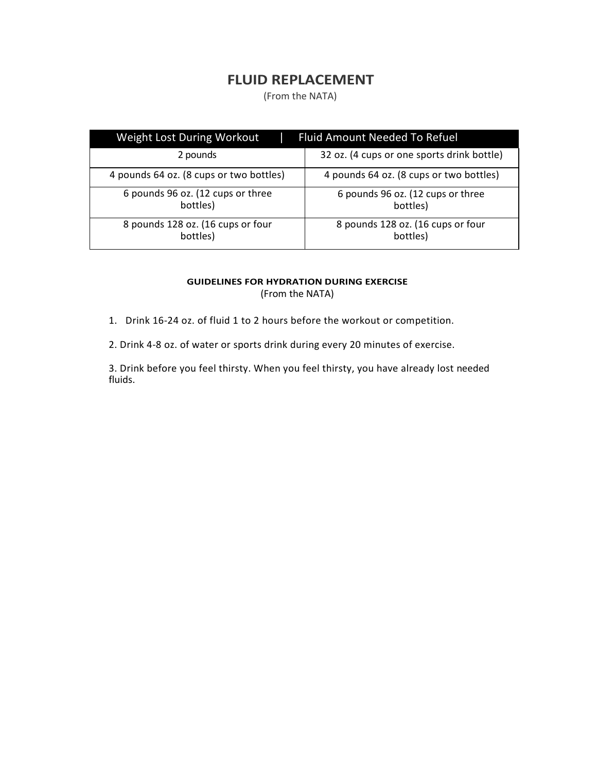# FLUID REPLACEMENT

(From the NATA)

| Weight Lost During Workout | Fluid Amount Needed To Refuel |
|---|---|
| 2 pounds | 32 oz. (4 cups or one sports drink bottle) |
| 4 pounds 64 oz. (8 cups or two bottles) | 4 pounds 64 oz. (8 cups or two bottles) |
| 6 pounds 96 oz. (12 cups or three bottles) | 6 pounds 96 oz. (12 cups or three bottles) |
| 8 pounds 128 oz. (16 cups or four bottles) | 8 pounds 128 oz. (16 cups or four bottles) |

### GUIDELINES FOR HYDRATION DURING EXERCISE

(From the NATA)

1. Drink 16-24 oz. of fluid 1 to 2 hours before the workout or competition.

2. Drink 4-8 oz. of water or sports drink during every 20 minutes of exercise.

3. Drink before you feel thirsty. When you feel thirsty, you have already lost needed fluids.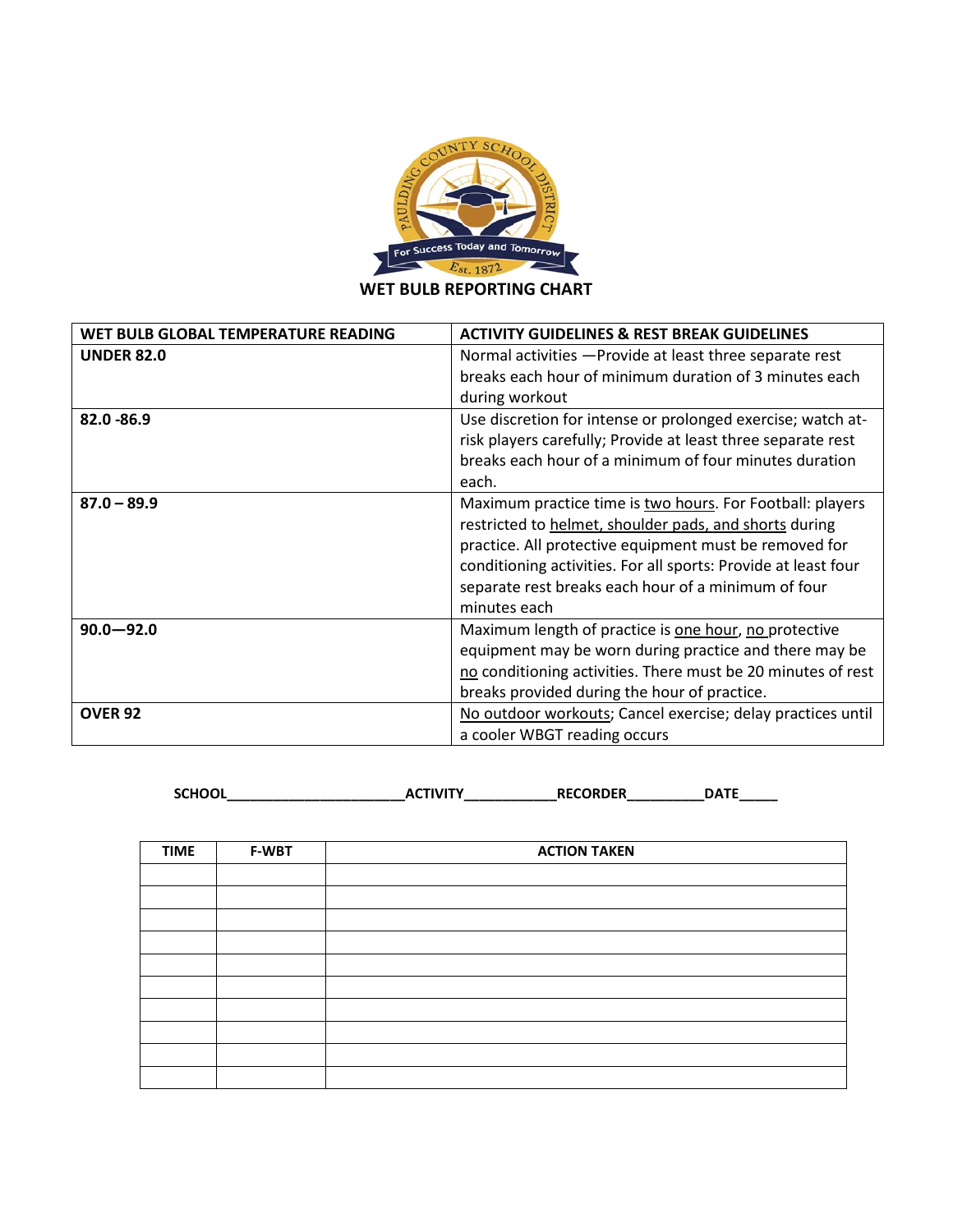# WET BULB REPORTING CHART

| WET BULB GLOBAL TEMPERATURE READING | ACTIVITY GUIDELINES & REST BREAK GUIDELINES |
|---|---|
| **UNDER 82.0** | Normal activities —Provide at least three separate rest breaks each hour of minimum duration of 3 minutes each during workout |
| **82.0 -86.9** | Use discretion for intense or prolonged exercise; watch at-risk players carefully; Provide at least three separate rest breaks each hour of a minimum of four minutes duration each. |
| **87.0 – 89.9** | Maximum practice time is two hours. For Football: players restricted to helmet, shoulder pads, and shorts during practice. All protective equipment must be removed for conditioning activities. For all sports: Provide at least four separate rest breaks each hour of a minimum of four minutes each |
| **90.0—92.0** | Maximum length of practice is one hour, no protective equipment may be worn during practice and there may be no conditioning activities. There must be 20 minutes of rest breaks provided during the hour of practice. |
| **OVER 92** | No outdoor workouts; Cancel exercise; delay practices until a cooler WBGT reading occurs |

**SCHOOL**______________________**ACTIVITY**___________**RECORDER**_________**DATE**_____

| TIME | F-WBT | ACTION TAKEN |
|---|---|---|
| | | |
| | | |
| | | |
| | | |
| | | |
| | | |
| | | |
| | | |
| | | |
| | | |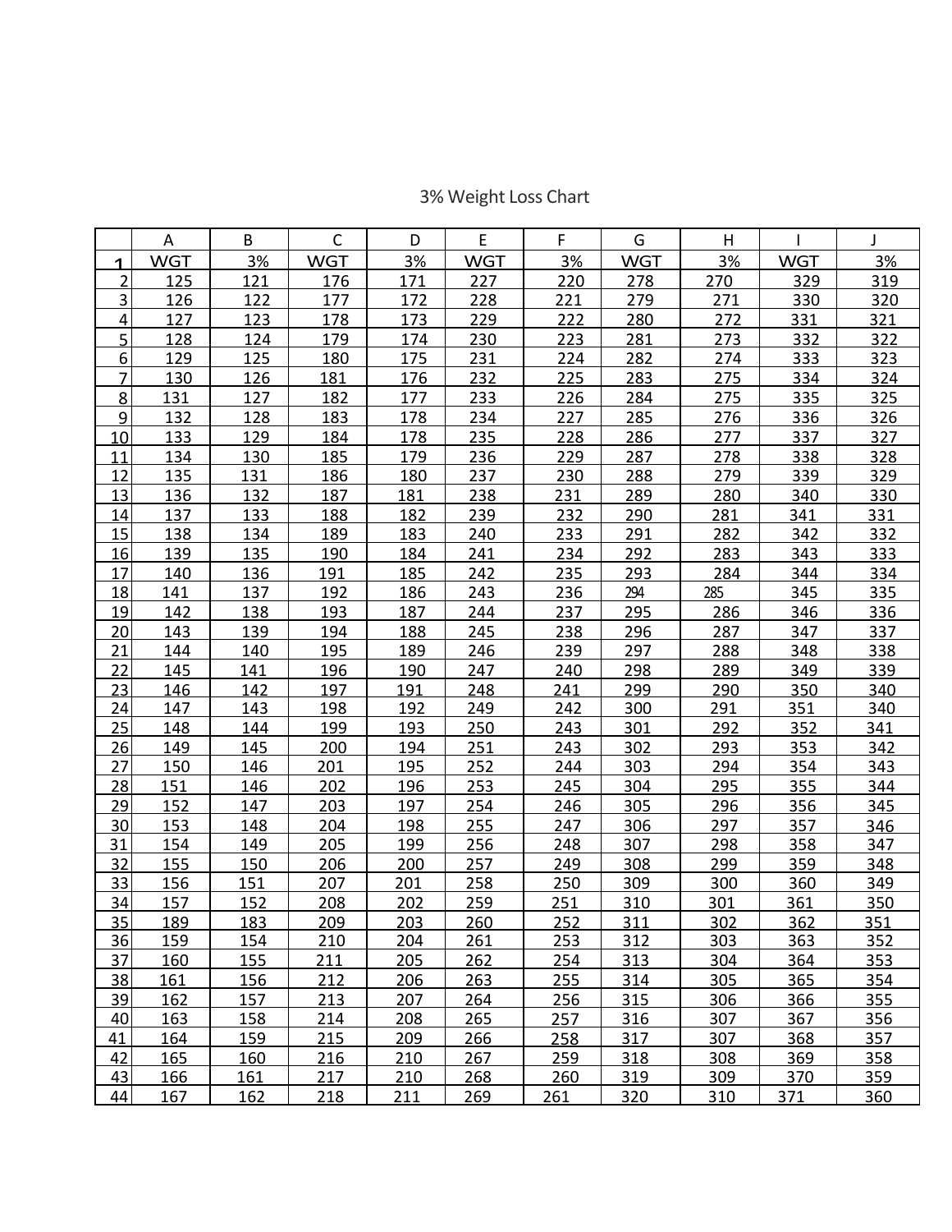# 3% Weight Loss Chart

| | A | B | C | D | E | F | G | H | I | J |
|---|---|---|---|---|---|---|---|---|---|---|
| 1 | WGT | 3% | WGT | 3% | WGT | 3% | WGT | 3% | WGT | 3% |
| 2 | 125 | 121 | 176 | 171 | 227 | 220 | 278 | 270 | 329 | 319 |
| 3 | 126 | 122 | 177 | 172 | 228 | 221 | 279 | 271 | 330 | 320 |
| 4 | 127 | 123 | 178 | 173 | 229 | 222 | 280 | 272 | 331 | 321 |
| 5 | 128 | 124 | 179 | 174 | 230 | 223 | 281 | 273 | 332 | 322 |
| 6 | 129 | 125 | 180 | 175 | 231 | 224 | 282 | 274 | 333 | 323 |
| 7 | 130 | 126 | 181 | 176 | 232 | 225 | 283 | 275 | 334 | 324 |
| 8 | 131 | 127 | 182 | 177 | 233 | 226 | 284 | 275 | 335 | 325 |
| 9 | 132 | 128 | 183 | 178 | 234 | 227 | 285 | 276 | 336 | 326 |
| 10 | 133 | 129 | 184 | 178 | 235 | 228 | 286 | 277 | 337 | 327 |
| 11 | 134 | 130 | 185 | 179 | 236 | 229 | 287 | 278 | 338 | 328 |
| 12 | 135 | 131 | 186 | 180 | 237 | 230 | 288 | 279 | 339 | 329 |
| 13 | 136 | 132 | 187 | 181 | 238 | 231 | 289 | 280 | 340 | 330 |
| 14 | 137 | 133 | 188 | 182 | 239 | 232 | 290 | 281 | 341 | 331 |
| 15 | 138 | 134 | 189 | 183 | 240 | 233 | 291 | 282 | 342 | 332 |
| 16 | 139 | 135 | 190 | 184 | 241 | 234 | 292 | 283 | 343 | 333 |
| 17 | 140 | 136 | 191 | 185 | 242 | 235 | 293 | 284 | 344 | 334 |
| 18 | 141 | 137 | 192 | 186 | 243 | 236 | 294 | 285 | 345 | 335 |
| 19 | 142 | 138 | 193 | 187 | 244 | 237 | 295 | 286 | 346 | 336 |
| 20 | 143 | 139 | 194 | 188 | 245 | 238 | 296 | 287 | 347 | 337 |
| 21 | 144 | 140 | 195 | 189 | 246 | 239 | 297 | 288 | 348 | 338 |
| 22 | 145 | 141 | 196 | 190 | 247 | 240 | 298 | 289 | 349 | 339 |
| 23 | 146 | 142 | 197 | 191 | 248 | 241 | 299 | 290 | 350 | 340 |
| 24 | 147 | 143 | 198 | 192 | 249 | 242 | 300 | 291 | 351 | 340 |
| 25 | 148 | 144 | 199 | 193 | 250 | 243 | 301 | 292 | 352 | 341 |
| 26 | 149 | 145 | 200 | 194 | 251 | 243 | 302 | 293 | 353 | 342 |
| 27 | 150 | 146 | 201 | 195 | 252 | 244 | 303 | 294 | 354 | 343 |
| 28 | 151 | 146 | 202 | 196 | 253 | 245 | 304 | 295 | 355 | 344 |
| 29 | 152 | 147 | 203 | 197 | 254 | 246 | 305 | 296 | 356 | 345 |
| 30 | 153 | 148 | 204 | 198 | 255 | 247 | 306 | 297 | 357 | 346 |
| 31 | 154 | 149 | 205 | 199 | 256 | 248 | 307 | 298 | 358 | 347 |
| 32 | 155 | 150 | 206 | 200 | 257 | 249 | 308 | 299 | 359 | 348 |
| 33 | 156 | 151 | 207 | 201 | 258 | 250 | 309 | 300 | 360 | 349 |
| 34 | 157 | 152 | 208 | 202 | 259 | 251 | 310 | 301 | 361 | 350 |
| 35 | 189 | 183 | 209 | 203 | 260 | 252 | 311 | 302 | 362 | 351 |
| 36 | 159 | 154 | 210 | 204 | 261 | 253 | 312 | 303 | 363 | 352 |
| 37 | 160 | 155 | 211 | 205 | 262 | 254 | 313 | 304 | 364 | 353 |
| 38 | 161 | 156 | 212 | 206 | 263 | 255 | 314 | 305 | 365 | 354 |
| 39 | 162 | 157 | 213 | 207 | 264 | 256 | 315 | 306 | 366 | 355 |
| 40 | 163 | 158 | 214 | 208 | 265 | 257 | 316 | 307 | 367 | 356 |
| 41 | 164 | 159 | 215 | 209 | 266 | 258 | 317 | 307 | 368 | 357 |
| 42 | 165 | 160 | 216 | 210 | 267 | 259 | 318 | 308 | 369 | 358 |
| 43 | 166 | 161 | 217 | 210 | 268 | 260 | 319 | 309 | 370 | 359 |
| 44 | 167 | 162 | 218 | 211 | 269 | 261 | 320 | 310 | 371 | 360 |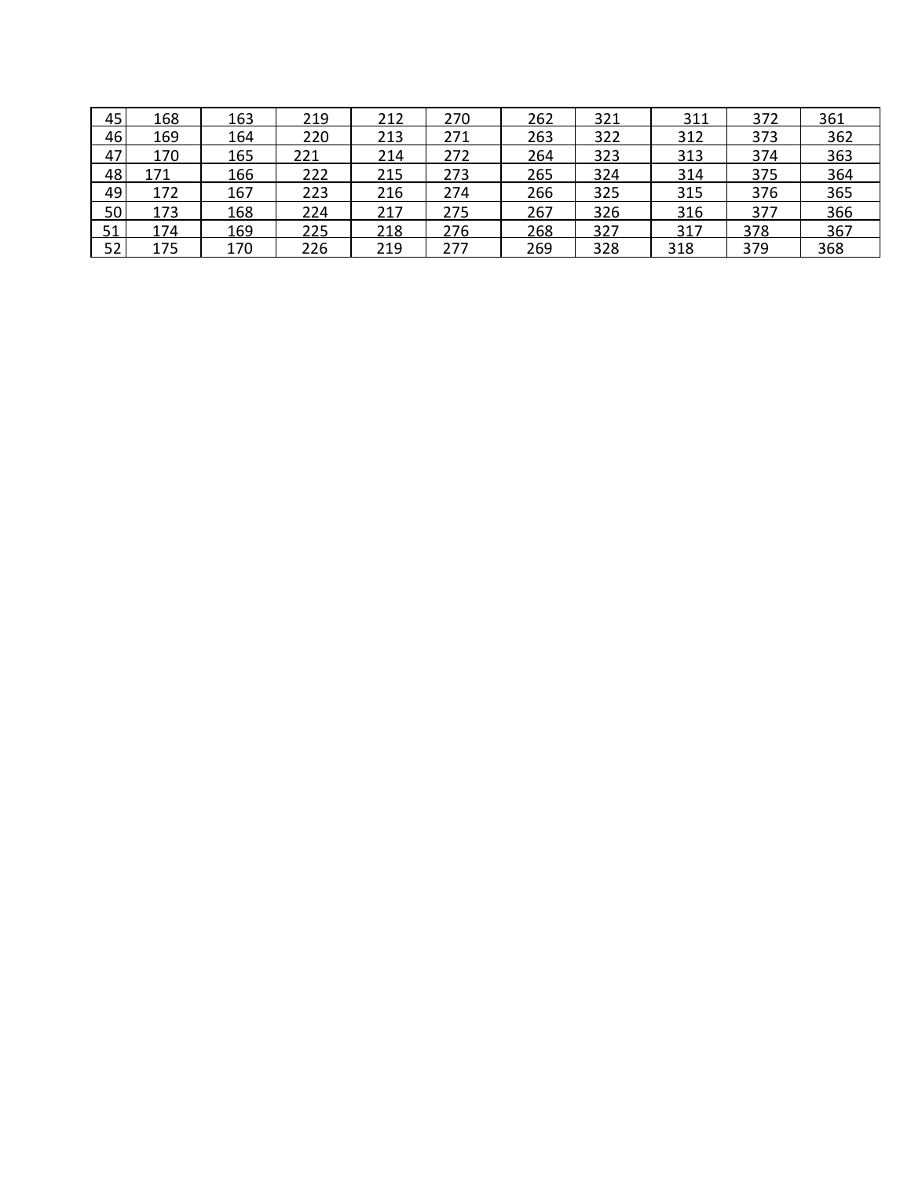| | | | | | | | | | | |
|---|---|---|---|---|---|---|---|---|---|---|
| 45 | 168 | 163 | 219 | 212 | 270 | 262 | 321 | 311 | 372 | 361 |
| 46 | 169 | 164 | 220 | 213 | 271 | 263 | 322 | 312 | 373 | 362 |
| 47 | 170 | 165 | 221 | 214 | 272 | 264 | 323 | 313 | 374 | 363 |
| 48 | 171 | 166 | 222 | 215 | 273 | 265 | 324 | 314 | 375 | 364 |
| 49 | 172 | 167 | 223 | 216 | 274 | 266 | 325 | 315 | 376 | 365 |
| 50 | 173 | 168 | 224 | 217 | 275 | 267 | 326 | 316 | 377 | 366 |
| 51 | 174 | 169 | 225 | 218 | 276 | 268 | 327 | 317 | 378 | 367 |
| 52 | 175 | 170 | 226 | 219 | 277 | 269 | 328 | 318 | 379 | 368 |